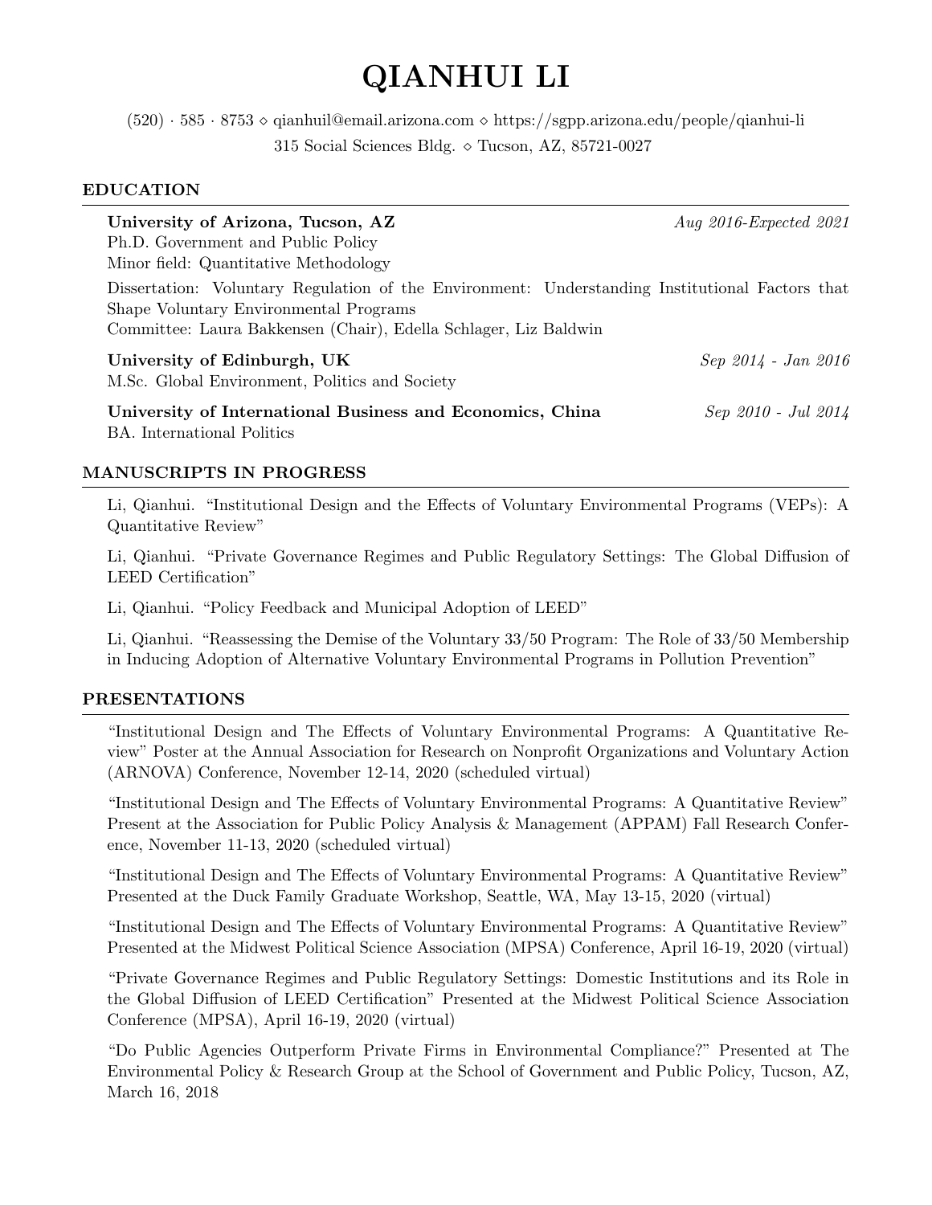# QIANHUI LI

(520) · 585 · 8753 ⋄ qianhuil@email.arizona.com ⋄ https://sgpp.arizona.edu/people/qianhui-li
315 Social Sciences Bldg. ⋄ Tucson, AZ, 85721-0027

## EDUCATION

**University of Arizona, Tucson, AZ** *Aug 2016-Expected 2021*
Ph.D. Government and Public Policy
Minor field: Quantitative Methodology

Dissertation: Voluntary Regulation of the Environment: Understanding Institutional Factors that Shape Voluntary Environmental Programs
Committee: Laura Bakkensen (Chair), Edella Schlager, Liz Baldwin

**University of Edinburgh, UK** *Sep 2014 - Jan 2016*
M.Sc. Global Environment, Politics and Society

**University of International Business and Economics, China** *Sep 2010 - Jul 2014*
BA. International Politics

## MANUSCRIPTS IN PROGRESS

Li, Qianhui. "Institutional Design and the Effects of Voluntary Environmental Programs (VEPs): A Quantitative Review"

Li, Qianhui. "Private Governance Regimes and Public Regulatory Settings: The Global Diffusion of LEED Certification"

Li, Qianhui. "Policy Feedback and Municipal Adoption of LEED"

Li, Qianhui. "Reassessing the Demise of the Voluntary 33/50 Program: The Role of 33/50 Membership in Inducing Adoption of Alternative Voluntary Environmental Programs in Pollution Prevention"

## PRESENTATIONS

"Institutional Design and The Effects of Voluntary Environmental Programs: A Quantitative Review" Poster at the Annual Association for Research on Nonprofit Organizations and Voluntary Action (ARNOVA) Conference, November 12-14, 2020 (scheduled virtual)

"Institutional Design and The Effects of Voluntary Environmental Programs: A Quantitative Review" Present at the Association for Public Policy Analysis & Management (APPAM) Fall Research Conference, November 11-13, 2020 (scheduled virtual)

"Institutional Design and The Effects of Voluntary Environmental Programs: A Quantitative Review" Presented at the Duck Family Graduate Workshop, Seattle, WA, May 13-15, 2020 (virtual)

"Institutional Design and The Effects of Voluntary Environmental Programs: A Quantitative Review" Presented at the Midwest Political Science Association (MPSA) Conference, April 16-19, 2020 (virtual)

"Private Governance Regimes and Public Regulatory Settings: Domestic Institutions and its Role in the Global Diffusion of LEED Certification" Presented at the Midwest Political Science Association Conference (MPSA), April 16-19, 2020 (virtual)

"Do Public Agencies Outperform Private Firms in Environmental Compliance?" Presented at The Environmental Policy & Research Group at the School of Government and Public Policy, Tucson, AZ, March 16, 2018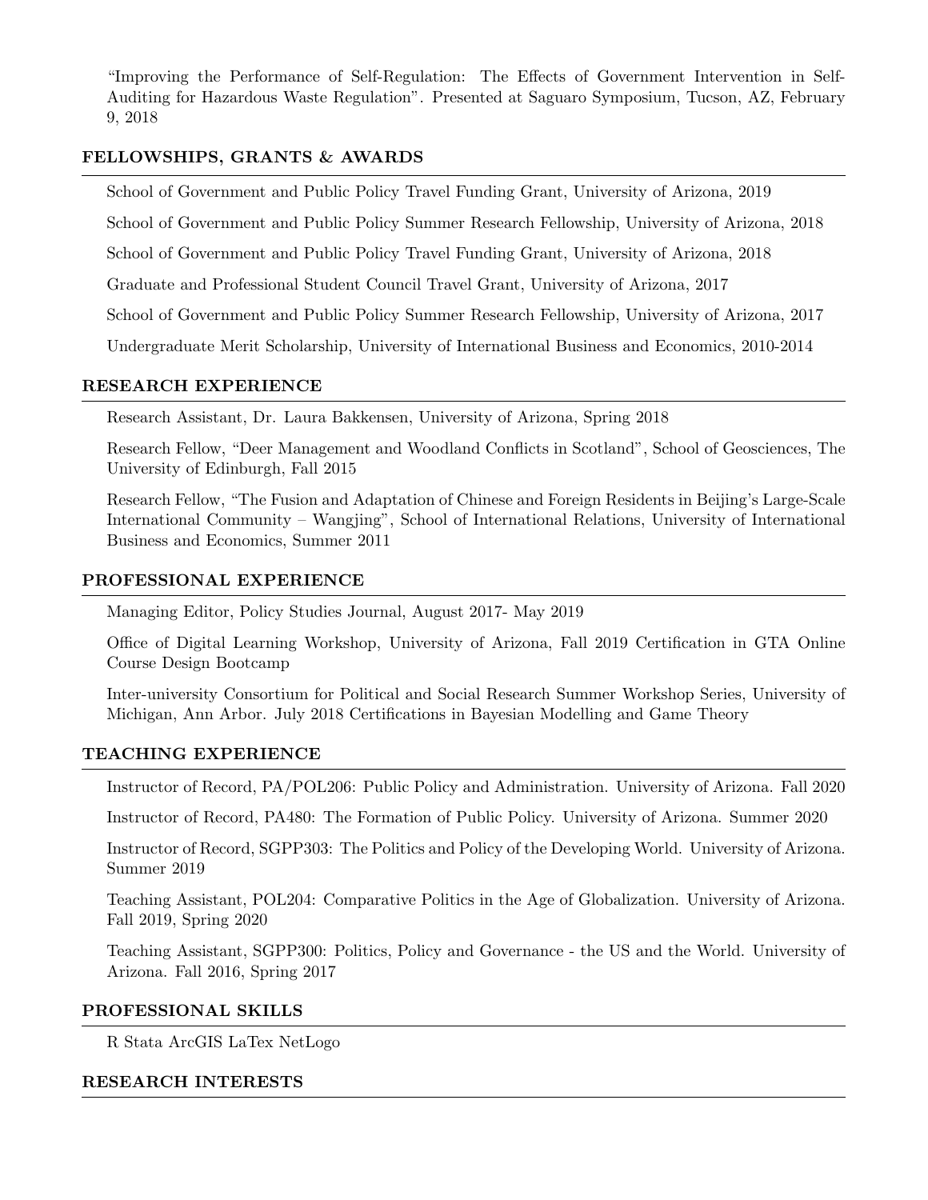"Improving the Performance of Self-Regulation: The Effects of Government Intervention in Self-Auditing for Hazardous Waste Regulation". Presented at Saguaro Symposium, Tucson, AZ, February 9, 2018

## FELLOWSHIPS, GRANTS & AWARDS

School of Government and Public Policy Travel Funding Grant, University of Arizona, 2019

School of Government and Public Policy Summer Research Fellowship, University of Arizona, 2018

School of Government and Public Policy Travel Funding Grant, University of Arizona, 2018

Graduate and Professional Student Council Travel Grant, University of Arizona, 2017

School of Government and Public Policy Summer Research Fellowship, University of Arizona, 2017

Undergraduate Merit Scholarship, University of International Business and Economics, 2010-2014

## RESEARCH EXPERIENCE

Research Assistant, Dr. Laura Bakkensen, University of Arizona, Spring 2018

Research Fellow, "Deer Management and Woodland Conflicts in Scotland", School of Geosciences, The University of Edinburgh, Fall 2015

Research Fellow, "The Fusion and Adaptation of Chinese and Foreign Residents in Beijing's Large-Scale International Community – Wangjing", School of International Relations, University of International Business and Economics, Summer 2011

## PROFESSIONAL EXPERIENCE

Managing Editor, Policy Studies Journal, August 2017- May 2019

Office of Digital Learning Workshop, University of Arizona, Fall 2019 Certification in GTA Online Course Design Bootcamp

Inter-university Consortium for Political and Social Research Summer Workshop Series, University of Michigan, Ann Arbor. July 2018 Certifications in Bayesian Modelling and Game Theory

## TEACHING EXPERIENCE

Instructor of Record, PA/POL206: Public Policy and Administration. University of Arizona. Fall 2020

Instructor of Record, PA480: The Formation of Public Policy. University of Arizona. Summer 2020

Instructor of Record, SGPP303: The Politics and Policy of the Developing World. University of Arizona. Summer 2019

Teaching Assistant, POL204: Comparative Politics in the Age of Globalization. University of Arizona. Fall 2019, Spring 2020

Teaching Assistant, SGPP300: Politics, Policy and Governance - the US and the World. University of Arizona. Fall 2016, Spring 2017

## PROFESSIONAL SKILLS

R Stata ArcGIS LaTex NetLogo

## RESEARCH INTERESTS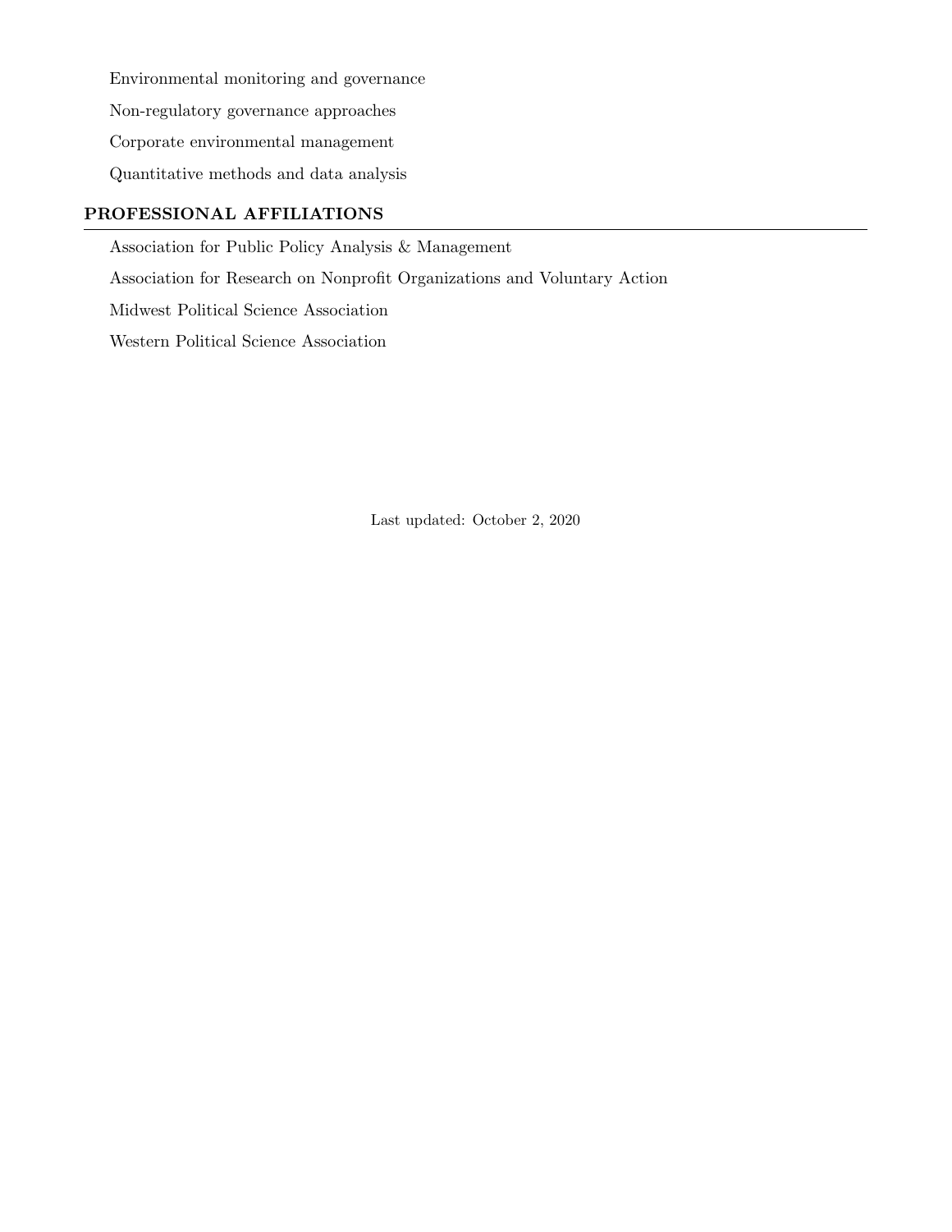Environmental monitoring and governance

Non-regulatory governance approaches

Corporate environmental management

Quantitative methods and data analysis

## PROFESSIONAL AFFILIATIONS

Association for Public Policy Analysis & Management

Association for Research on Nonprofit Organizations and Voluntary Action

Midwest Political Science Association

Western Political Science Association

Last updated: October 2, 2020